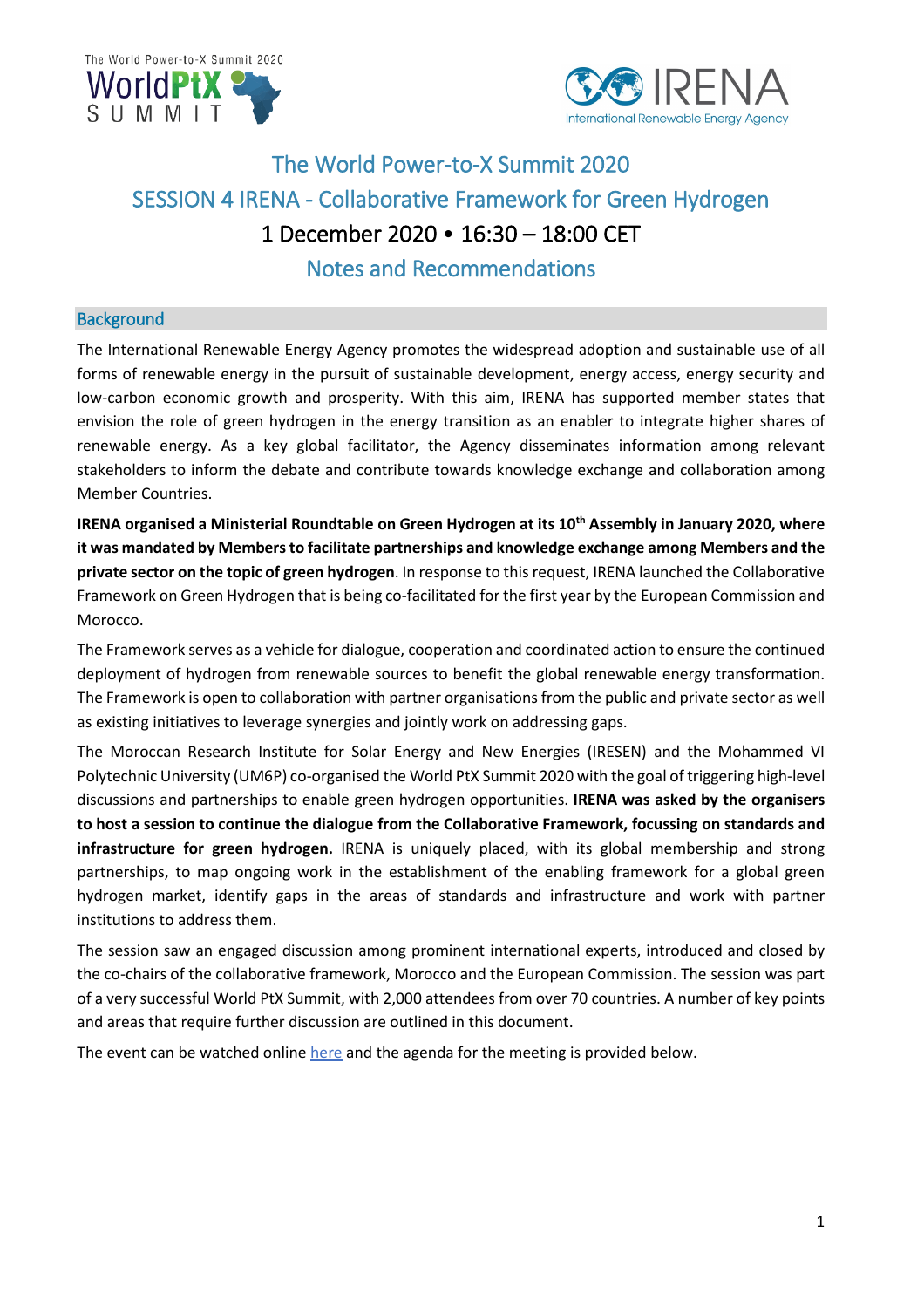# The World Power-to-X Summit 2020

## SESSION 4 IRENA - Collaborative Framework for Green Hydrogen

### 1 December 2020 • 16:30 – 18:00 CET

### Notes and Recommendations

## Background

The International Renewable Energy Agency promotes the widespread adoption and sustainable use of all forms of renewable energy in the pursuit of sustainable development, energy access, energy security and low-carbon economic growth and prosperity. With this aim, IRENA has supported member states that envision the role of green hydrogen in the energy transition as an enabler to integrate higher shares of renewable energy. As a key global facilitator, the Agency disseminates information among relevant stakeholders to inform the debate and contribute towards knowledge exchange and collaboration among Member Countries.

**IRENA organised a Ministerial Roundtable on Green Hydrogen at its 10th Assembly in January 2020, where it was mandated by Members to facilitate partnerships and knowledge exchange among Members and the private sector on the topic of green hydrogen**. In response to this request, IRENA launched the Collaborative Framework on Green Hydrogen that is being co-facilitated for the first year by the European Commission and Morocco.

The Framework serves as a vehicle for dialogue, cooperation and coordinated action to ensure the continued deployment of hydrogen from renewable sources to benefit the global renewable energy transformation. The Framework is open to collaboration with partner organisations from the public and private sector as well as existing initiatives to leverage synergies and jointly work on addressing gaps.

The Moroccan Research Institute for Solar Energy and New Energies (IRESEN) and the Mohammed VI Polytechnic University (UM6P) co-organised the World PtX Summit 2020 with the goal of triggering high-level discussions and partnerships to enable green hydrogen opportunities. **IRENA was asked by the organisers to host a session to continue the dialogue from the Collaborative Framework, focussing on standards and infrastructure for green hydrogen.** IRENA is uniquely placed, with its global membership and strong partnerships, to map ongoing work in the establishment of the enabling framework for a global green hydrogen market, identify gaps in the areas of standards and infrastructure and work with partner institutions to address them.

The session saw an engaged discussion among prominent international experts, introduced and closed by the co-chairs of the collaborative framework, Morocco and the European Commission. The session was part of a very successful World PtX Summit, with 2,000 attendees from over 70 countries. A number of key points and areas that require further discussion are outlined in this document.

The event can be watched online here and the agenda for the meeting is provided below.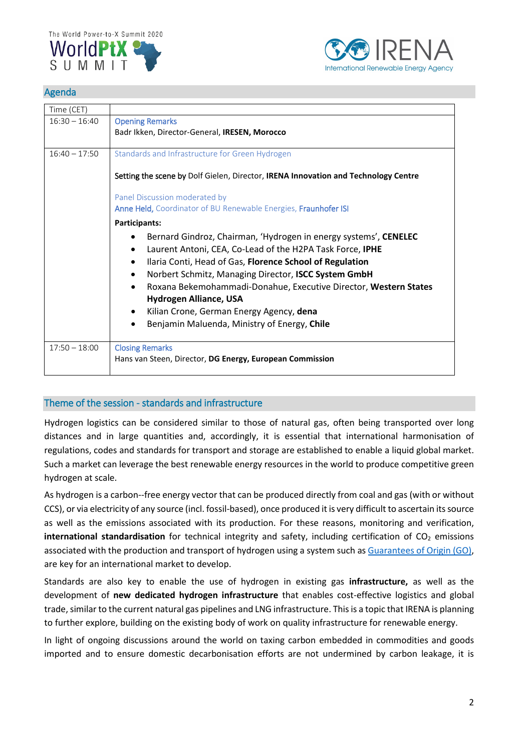## Agenda

| Time (CET) | |
|---|---|
| 16:30 – 16:40 | Opening Remarks<br>Badr Ikken, Director-General, **IRESEN, Morocco** |
| 16:40 – 17:50 | Standards and Infrastructure for Green Hydrogen<br><br>Setting the scene by Dolf Gielen, Director, **IRENA Innovation and Technology Centre**<br><br>Panel Discussion moderated by<br>Anne Held, Coordinator of BU Renewable Energies, Fraunhofer ISI<br><br>**Participants:**<br>• Bernard Gindroz, Chairman, 'Hydrogen in energy systems', **CENELEC**<br>• Laurent Antoni, CEA, Co-Lead of the H2PA Task Force, **IPHE**<br>• Ilaria Conti, Head of Gas, **Florence School of Regulation**<br>• Norbert Schmitz, Managing Director, **ISCC System GmbH**<br>• Roxana Bekemohammadi-Donahue, Executive Director, **Western States Hydrogen Alliance, USA**<br>• Kilian Crone, German Energy Agency, **dena**<br>• Benjamin Maluenda, Ministry of Energy, **Chile** |
| 17:50 – 18:00 | Closing Remarks<br>Hans van Steen, Director, **DG Energy, European Commission** |

## Theme of the session - standards and infrastructure

Hydrogen logistics can be considered similar to those of natural gas, often being transported over long distances and in large quantities and, accordingly, it is essential that international harmonisation of regulations, codes and standards for transport and storage are established to enable a liquid global market. Such a market can leverage the best renewable energy resources in the world to produce competitive green hydrogen at scale.

As hydrogen is a carbon--free energy vector that can be produced directly from coal and gas (with or without CCS), or via electricity of any source (incl. fossil-based), once produced it is very difficult to ascertain its source as well as the emissions associated with its production. For these reasons, monitoring and verification, **international standardisation** for technical integrity and safety, including certification of $CO_2$ emissions associated with the production and transport of hydrogen using a system such as [Guarantees of Origin (GO)](), are key for an international market to develop.

Standards are also key to enable the use of hydrogen in existing gas **infrastructure,** as well as the development of **new dedicated hydrogen infrastructure** that enables cost-effective logistics and global trade, similar to the current natural gas pipelines and LNG infrastructure. This is a topic that IRENA is planning to further explore, building on the existing body of work on quality infrastructure for renewable energy.

In light of ongoing discussions around the world on taxing carbon embedded in commodities and goods imported and to ensure domestic decarbonisation efforts are not undermined by carbon leakage, it is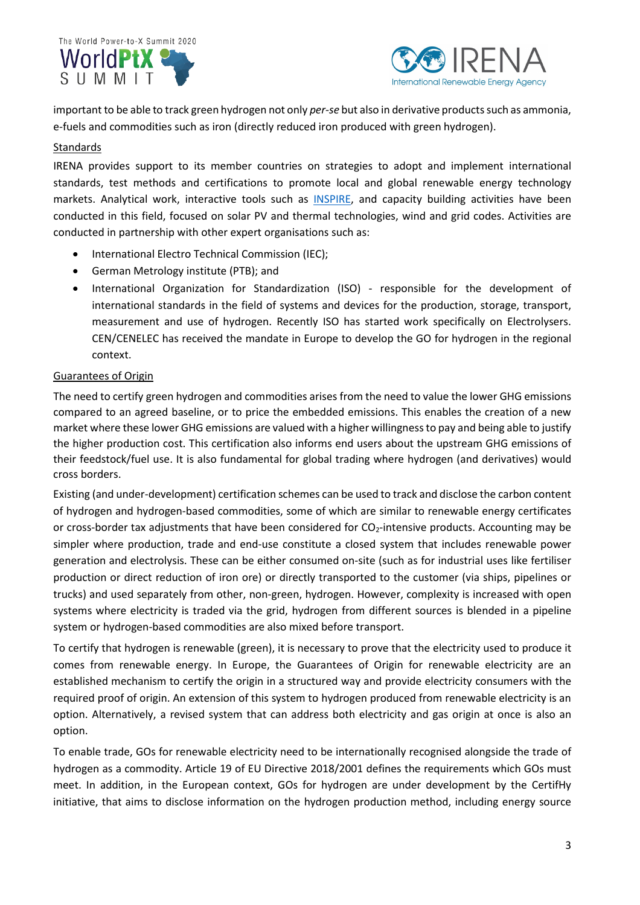important to be able to track green hydrogen not only *per-se* but also in derivative products such as ammonia, e-fuels and commodities such as iron (directly reduced iron produced with green hydrogen).

Standards

IRENA provides support to its member countries on strategies to adopt and implement international standards, test methods and certifications to promote local and global renewable energy technology markets. Analytical work, interactive tools such as INSPIRE, and capacity building activities have been conducted in this field, focused on solar PV and thermal technologies, wind and grid codes. Activities are conducted in partnership with other expert organisations such as:

- International Electro Technical Commission (IEC);
- German Metrology institute (PTB); and
- International Organization for Standardization (ISO) - responsible for the development of international standards in the field of systems and devices for the production, storage, transport, measurement and use of hydrogen. Recently ISO has started work specifically on Electrolysers. CEN/CENELEC has received the mandate in Europe to develop the GO for hydrogen in the regional context.

Guarantees of Origin

The need to certify green hydrogen and commodities arises from the need to value the lower GHG emissions compared to an agreed baseline, or to price the embedded emissions. This enables the creation of a new market where these lower GHG emissions are valued with a higher willingness to pay and being able to justify the higher production cost. This certification also informs end users about the upstream GHG emissions of their feedstock/fuel use. It is also fundamental for global trading where hydrogen (and derivatives) would cross borders.

Existing (and under-development) certification schemes can be used to track and disclose the carbon content of hydrogen and hydrogen-based commodities, some of which are similar to renewable energy certificates or cross-border tax adjustments that have been considered for $CO_2$-intensive products. Accounting may be simpler where production, trade and end-use constitute a closed system that includes renewable power generation and electrolysis. These can be either consumed on-site (such as for industrial uses like fertiliser production or direct reduction of iron ore) or directly transported to the customer (via ships, pipelines or trucks) and used separately from other, non-green, hydrogen. However, complexity is increased with open systems where electricity is traded via the grid, hydrogen from different sources is blended in a pipeline system or hydrogen-based commodities are also mixed before transport.

To certify that hydrogen is renewable (green), it is necessary to prove that the electricity used to produce it comes from renewable energy. In Europe, the Guarantees of Origin for renewable electricity are an established mechanism to certify the origin in a structured way and provide electricity consumers with the required proof of origin. An extension of this system to hydrogen produced from renewable electricity is an option. Alternatively, a revised system that can address both electricity and gas origin at once is also an option.

To enable trade, GOs for renewable electricity need to be internationally recognised alongside the trade of hydrogen as a commodity. Article 19 of EU Directive 2018/2001 defines the requirements which GOs must meet. In addition, in the European context, GOs for hydrogen are under development by the CertifHy initiative, that aims to disclose information on the hydrogen production method, including energy source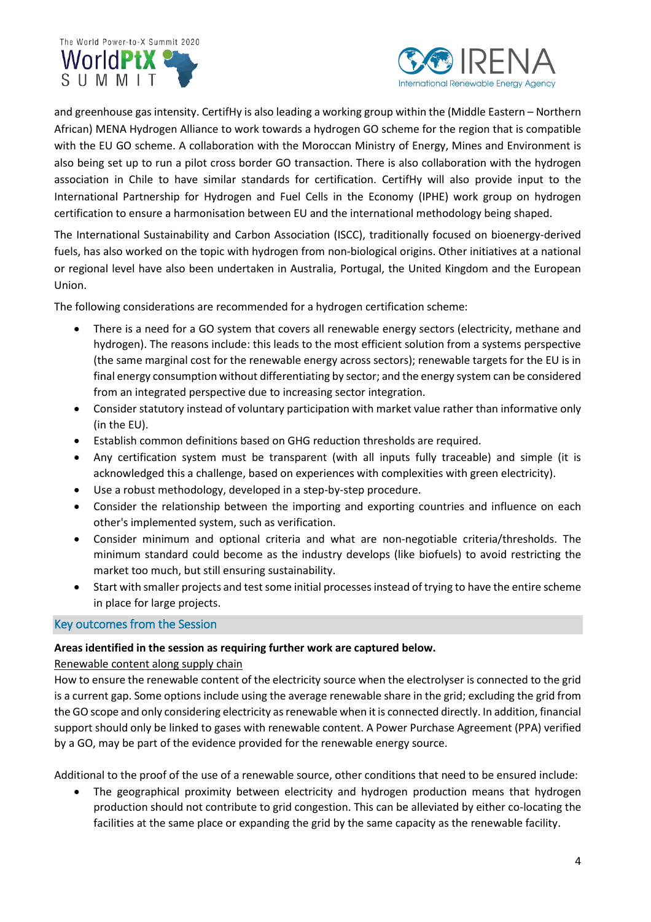and greenhouse gas intensity. CertifHy is also leading a working group within the (Middle Eastern – Northern African) MENA Hydrogen Alliance to work towards a hydrogen GO scheme for the region that is compatible with the EU GO scheme. A collaboration with the Moroccan Ministry of Energy, Mines and Environment is also being set up to run a pilot cross border GO transaction. There is also collaboration with the hydrogen association in Chile to have similar standards for certification. CertifHy will also provide input to the International Partnership for Hydrogen and Fuel Cells in the Economy (IPHE) work group on hydrogen certification to ensure a harmonisation between EU and the international methodology being shaped.

The International Sustainability and Carbon Association (ISCC), traditionally focused on bioenergy-derived fuels, has also worked on the topic with hydrogen from non-biological origins. Other initiatives at a national or regional level have also been undertaken in Australia, Portugal, the United Kingdom and the European Union.

The following considerations are recommended for a hydrogen certification scheme:

- There is a need for a GO system that covers all renewable energy sectors (electricity, methane and hydrogen). The reasons include: this leads to the most efficient solution from a systems perspective (the same marginal cost for the renewable energy across sectors); renewable targets for the EU is in final energy consumption without differentiating by sector; and the energy system can be considered from an integrated perspective due to increasing sector integration.
- Consider statutory instead of voluntary participation with market value rather than informative only (in the EU).
- Establish common definitions based on GHG reduction thresholds are required.
- Any certification system must be transparent (with all inputs fully traceable) and simple (it is acknowledged this a challenge, based on experiences with complexities with green electricity).
- Use a robust methodology, developed in a step-by-step procedure.
- Consider the relationship between the importing and exporting countries and influence on each other's implemented system, such as verification.
- Consider minimum and optional criteria and what are non-negotiable criteria/thresholds. The minimum standard could become as the industry develops (like biofuels) to avoid restricting the market too much, but still ensuring sustainability.
- Start with smaller projects and test some initial processes instead of trying to have the entire scheme in place for large projects.

## Key outcomes from the Session

**Areas identified in the session as requiring further work are captured below.**

Renewable content along supply chain

How to ensure the renewable content of the electricity source when the electrolyser is connected to the grid is a current gap. Some options include using the average renewable share in the grid; excluding the grid from the GO scope and only considering electricity as renewable when it is connected directly. In addition, financial support should only be linked to gases with renewable content. A Power Purchase Agreement (PPA) verified by a GO, may be part of the evidence provided for the renewable energy source.

Additional to the proof of the use of a renewable source, other conditions that need to be ensured include:

- The geographical proximity between electricity and hydrogen production means that hydrogen production should not contribute to grid congestion. This can be alleviated by either co-locating the facilities at the same place or expanding the grid by the same capacity as the renewable facility.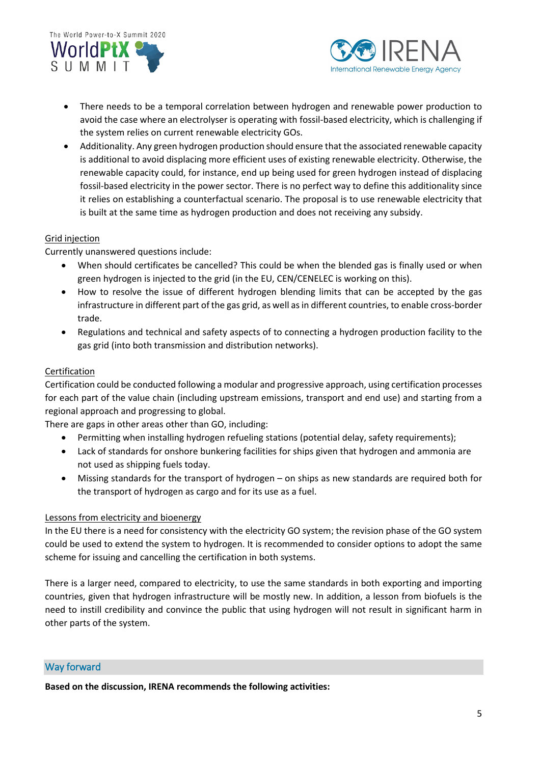- There needs to be a temporal correlation between hydrogen and renewable power production to avoid the case where an electrolyser is operating with fossil-based electricity, which is challenging if the system relies on current renewable electricity GOs.
- Additionality. Any green hydrogen production should ensure that the associated renewable capacity is additional to avoid displacing more efficient uses of existing renewable electricity. Otherwise, the renewable capacity could, for instance, end up being used for green hydrogen instead of displacing fossil-based electricity in the power sector. There is no perfect way to define this additionality since it relies on establishing a counterfactual scenario. The proposal is to use renewable electricity that is built at the same time as hydrogen production and does not receiving any subsidy.

Grid injection

Currently unanswered questions include:

- When should certificates be cancelled? This could be when the blended gas is finally used or when green hydrogen is injected to the grid (in the EU, CEN/CENELEC is working on this).
- How to resolve the issue of different hydrogen blending limits that can be accepted by the gas infrastructure in different part of the gas grid, as well as in different countries, to enable cross-border trade.
- Regulations and technical and safety aspects of to connecting a hydrogen production facility to the gas grid (into both transmission and distribution networks).

Certification

Certification could be conducted following a modular and progressive approach, using certification processes for each part of the value chain (including upstream emissions, transport and end use) and starting from a regional approach and progressing to global.

There are gaps in other areas other than GO, including:

- Permitting when installing hydrogen refueling stations (potential delay, safety requirements);
- Lack of standards for onshore bunkering facilities for ships given that hydrogen and ammonia are not used as shipping fuels today.
- Missing standards for the transport of hydrogen – on ships as new standards are required both for the transport of hydrogen as cargo and for its use as a fuel.

Lessons from electricity and bioenergy

In the EU there is a need for consistency with the electricity GO system; the revision phase of the GO system could be used to extend the system to hydrogen. It is recommended to consider options to adopt the same scheme for issuing and cancelling the certification in both systems.

There is a larger need, compared to electricity, to use the same standards in both exporting and importing countries, given that hydrogen infrastructure will be mostly new. In addition, a lesson from biofuels is the need to instill credibility and convince the public that using hydrogen will not result in significant harm in other parts of the system.

## Way forward

**Based on the discussion, IRENA recommends the following activities:**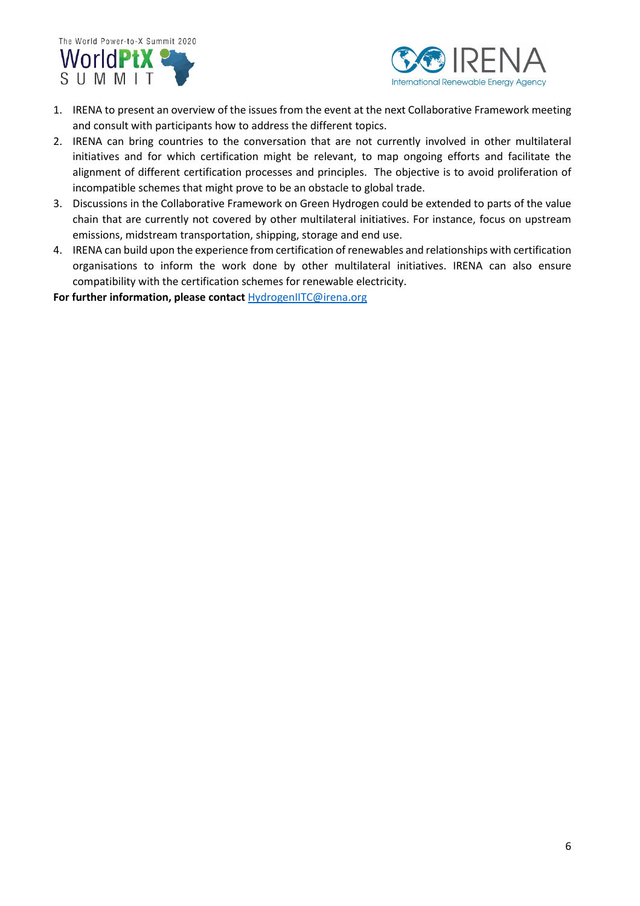1. IRENA to present an overview of the issues from the event at the next Collaborative Framework meeting and consult with participants how to address the different topics.
2. IRENA can bring countries to the conversation that are not currently involved in other multilateral initiatives and for which certification might be relevant, to map ongoing efforts and facilitate the alignment of different certification processes and principles. The objective is to avoid proliferation of incompatible schemes that might prove to be an obstacle to global trade.
3. Discussions in the Collaborative Framework on Green Hydrogen could be extended to parts of the value chain that are currently not covered by other multilateral initiatives. For instance, focus on upstream emissions, midstream transportation, shipping, storage and end use.
4. IRENA can build upon the experience from certification of renewables and relationships with certification organisations to inform the work done by other multilateral initiatives. IRENA can also ensure compatibility with the certification schemes for renewable electricity.

**For further information, please contact** HydrogenIITC@irena.org